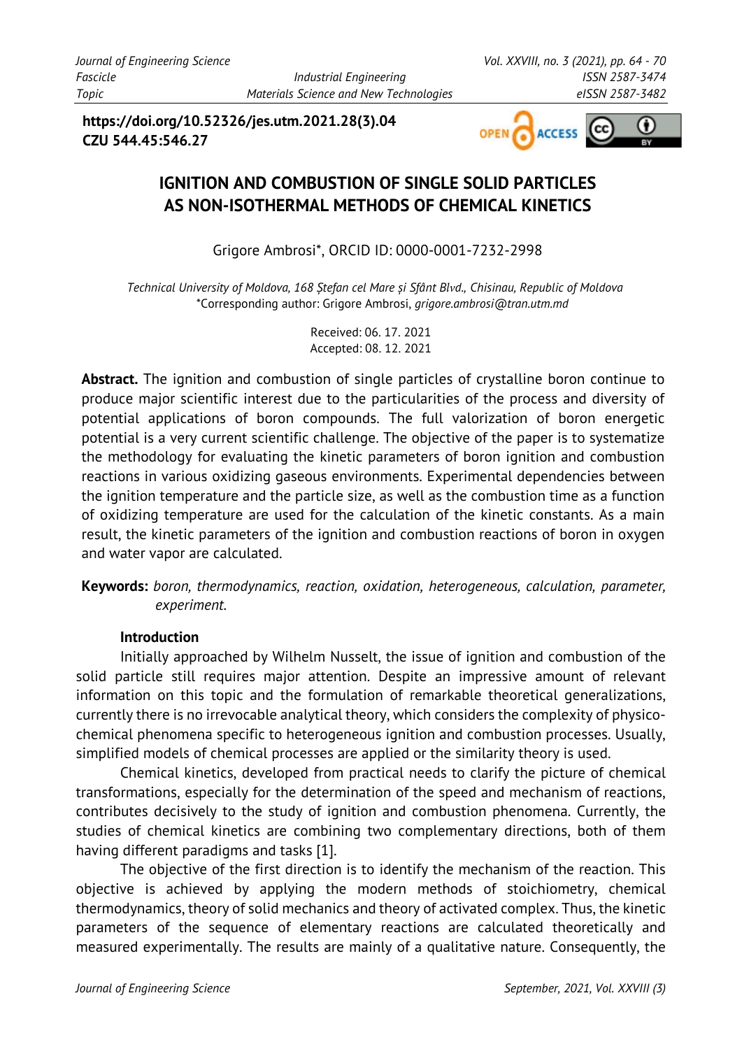**https://doi.org/10.52326/jes.utm.2021.28(3).04**
**CZU 544.45:546.27**

# IGNITION AND COMBUSTION OF SINGLE SOLID PARTICLES AS NON-ISOTHERMAL METHODS OF CHEMICAL KINETICS

Grigore Ambrosi*, ORCID ID: 0000-0001-7232-2998

*Technical University of Moldova, 168 Ștefan cel Mare și Sfânt Blvd., Chisinau, Republic of Moldova*
*Corresponding author: Grigore Ambrosi, *grigore.ambrosi@tran.utm.md*

Received: 06. 17. 2021
Accepted: 08. 12. 2021

**Abstract.** The ignition and combustion of single particles of crystalline boron continue to produce major scientific interest due to the particularities of the process and diversity of potential applications of boron compounds. The full valorization of boron energetic potential is a very current scientific challenge. The objective of the paper is to systematize the methodology for evaluating the kinetic parameters of boron ignition and combustion reactions in various oxidizing gaseous environments. Experimental dependencies between the ignition temperature and the particle size, as well as the combustion time as a function of oxidizing temperature are used for the calculation of the kinetic constants. As a main result, the kinetic parameters of the ignition and combustion reactions of boron in oxygen and water vapor are calculated.

**Keywords:** *boron, thermodynamics, reaction, oxidation, heterogeneous, calculation, parameter, experiment.*

## Introduction

Initially approached by Wilhelm Nusselt, the issue of ignition and combustion of the solid particle still requires major attention. Despite an impressive amount of relevant information on this topic and the formulation of remarkable theoretical generalizations, currently there is no irrevocable analytical theory, which considers the complexity of physico-chemical phenomena specific to heterogeneous ignition and combustion processes. Usually, simplified models of chemical processes are applied or the similarity theory is used.

Chemical kinetics, developed from practical needs to clarify the picture of chemical transformations, especially for the determination of the speed and mechanism of reactions, contributes decisively to the study of ignition and combustion phenomena. Currently, the studies of chemical kinetics are combining two complementary directions, both of them having different paradigms and tasks [1].

The objective of the first direction is to identify the mechanism of the reaction. This objective is achieved by applying the modern methods of stoichiometry, chemical thermodynamics, theory of solid mechanics and theory of activated complex. Thus, the kinetic parameters of the sequence of elementary reactions are calculated theoretically and measured experimentally. The results are mainly of a qualitative nature. Consequently, the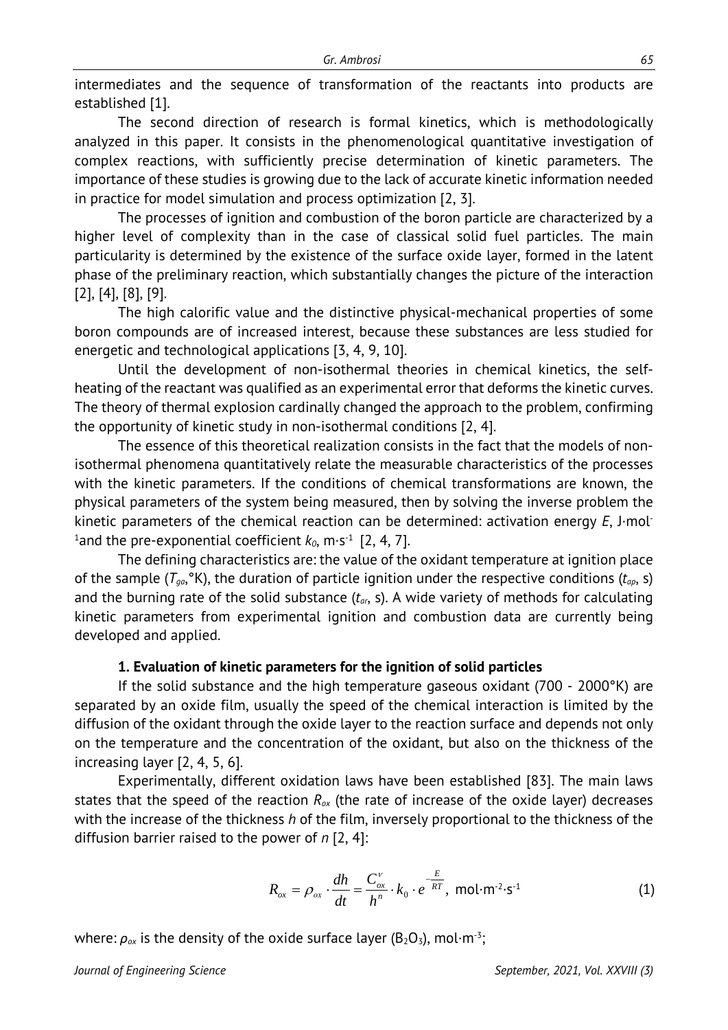intermediates and the sequence of transformation of the reactants into products are established [1].

The second direction of research is formal kinetics, which is methodologically analyzed in this paper. It consists in the phenomenological quantitative investigation of complex reactions, with sufficiently precise determination of kinetic parameters. The importance of these studies is growing due to the lack of accurate kinetic information needed in practice for model simulation and process optimization [2, 3].

The processes of ignition and combustion of the boron particle are characterized by a higher level of complexity than in the case of classical solid fuel particles. The main particularity is determined by the existence of the surface oxide layer, formed in the latent phase of the preliminary reaction, which substantially changes the picture of the interaction [2], [4], [8], [9].

The high calorific value and the distinctive physical-mechanical properties of some boron compounds are of increased interest, because these substances are less studied for energetic and technological applications [3, 4, 9, 10].

Until the development of non-isothermal theories in chemical kinetics, the self-heating of the reactant was qualified as an experimental error that deforms the kinetic curves. The theory of thermal explosion cardinally changed the approach to the problem, confirming the opportunity of kinetic study in non-isothermal conditions [2, 4].

The essence of this theoretical realization consists in the fact that the models of non-isothermal phenomena quantitatively relate the measurable characteristics of the processes with the kinetic parameters. If the conditions of chemical transformations are known, the physical parameters of the system being measured, then by solving the inverse problem the kinetic parameters of the chemical reaction can be determined: activation energy $E$, J·mol$^{-1}$and the pre-exponential coefficient $k_0$, m·s$^{-1}$ [2, 4, 7].

The defining characteristics are: the value of the oxidant temperature at ignition place of the sample ($T_{ga}$,°K), the duration of particle ignition under the respective conditions ($t_{ap}$, s) and the burning rate of the solid substance ($t_{ar}$, s). A wide variety of methods for calculating kinetic parameters from experimental ignition and combustion data are currently being developed and applied.

### 1. Evaluation of kinetic parameters for the ignition of solid particles

If the solid substance and the high temperature gaseous oxidant (700 - 2000°K) are separated by an oxide film, usually the speed of the chemical interaction is limited by the diffusion of the oxidant through the oxide layer to the reaction surface and depends not only on the temperature and the concentration of the oxidant, but also on the thickness of the increasing layer [2, 4, 5, 6].

Experimentally, different oxidation laws have been established [83]. The main laws states that the speed of the reaction $R_{ox}$ (the rate of increase of the oxide layer) decreases with the increase of the thickness $h$ of the film, inversely proportional to the thickness of the diffusion barrier raised to the power of $n$ [2, 4]:

$$R_{ox} = \rho_{ox} \cdot \frac{dh}{dt} = \frac{C_{ox}^{\nu}}{h^{n}} \cdot k_0 \cdot e^{-\frac{E}{RT}}, \text{ mol·m}^{-2}\text{·s}^{-1} \qquad (1)$$

where: $\rho_{ox}$ is the density of the oxide surface layer ($B_2O_3$), mol·m$^{-3}$;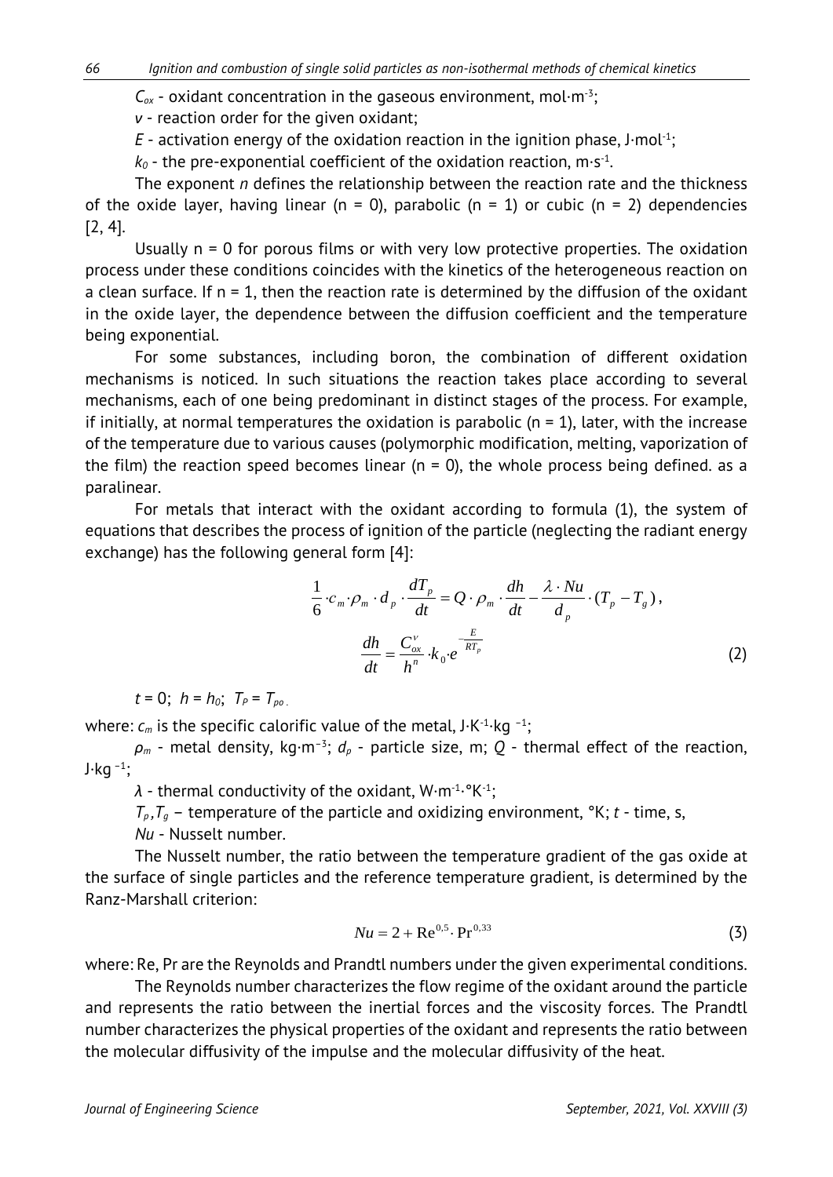$C_{ox}$ - oxidant concentration in the gaseous environment, mol·m$^{-3}$;

$v$ - reaction order for the given oxidant;

$E$ - activation energy of the oxidation reaction in the ignition phase, J·mol$^{-1}$;

$k_0$ - the pre-exponential coefficient of the oxidation reaction, m·s$^{-1}$.

The exponent $n$ defines the relationship between the reaction rate and the thickness of the oxide layer, having linear (n = 0), parabolic (n = 1) or cubic (n = 2) dependencies [2, 4].

Usually n = 0 for porous films or with very low protective properties. The oxidation process under these conditions coincides with the kinetics of the heterogeneous reaction on a clean surface. If n = 1, then the reaction rate is determined by the diffusion of the oxidant in the oxide layer, the dependence between the diffusion coefficient and the temperature being exponential.

For some substances, including boron, the combination of different oxidation mechanisms is noticed. In such situations the reaction takes place according to several mechanisms, each of one being predominant in distinct stages of the process. For example, if initially, at normal temperatures the oxidation is parabolic (n = 1), later, with the increase of the temperature due to various causes (polymorphic modification, melting, vaporization of the film) the reaction speed becomes linear (n = 0), the whole process being defined. as a paralinear.

For metals that interact with the oxidant according to formula (1), the system of equations that describes the process of ignition of the particle (neglecting the radiant energy exchange) has the following general form [4]:

$$\frac{1}{6}\cdot c_m \cdot \rho_m \cdot d_p \cdot \frac{dT_p}{dt} = Q \cdot \rho_m \cdot \frac{dh}{dt} - \frac{\lambda \cdot Nu}{d_p}\cdot (T_p - T_g),$$

$$\frac{dh}{dt} = \frac{C_{ox}^{v}}{h^n}\cdot k_0 \cdot e^{-\frac{E}{RT_p}} \tag{2}$$

$t$ = 0; $h = h_0$; $T_P = T_{po}$.

where: $c_m$ is the specific calorific value of the metal, J·K$^{-1}$·kg$^{-1}$;

$\rho_m$ - metal density, kg·m$^{-3}$; $d_p$ - particle size, m; $Q$ - thermal effect of the reaction, J·kg$^{-1}$;

$\lambda$ - thermal conductivity of the oxidant, W·m$^{-1}$·°K$^{-1}$;

$T_p$, $T_g$ – temperature of the particle and oxidizing environment, °K; $t$ - time, s,

$Nu$ - Nusselt number.

The Nusselt number, the ratio between the temperature gradient of the gas oxide at the surface of single particles and the reference temperature gradient, is determined by the Ranz-Marshall criterion:

$$Nu = 2 + \mathrm{Re}^{0,5}\cdot \mathrm{Pr}^{0,33} \tag{3}$$

where: Re, Pr are the Reynolds and Prandtl numbers under the given experimental conditions.

The Reynolds number characterizes the flow regime of the oxidant around the particle and represents the ratio between the inertial forces and the viscosity forces. The Prandtl number characterizes the physical properties of the oxidant and represents the ratio between the molecular diffusivity of the impulse and the molecular diffusivity of the heat.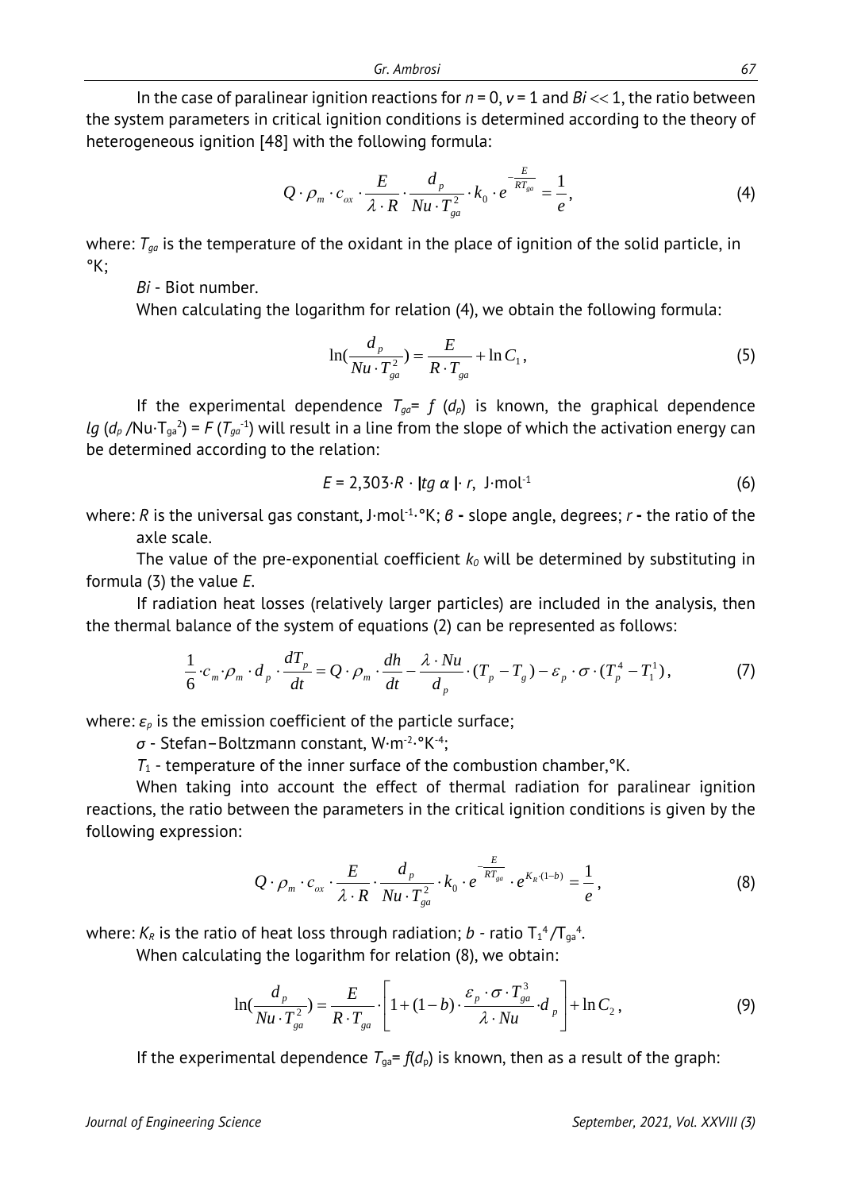In the case of paralinear ignition reactions for $n = 0$, $\nu = 1$ and $Bi << 1$, the ratio between the system parameters in critical ignition conditions is determined according to the theory of heterogeneous ignition [48] with the following formula:

$$Q \cdot \rho_m \cdot c_{ox} \cdot \frac{E}{\lambda \cdot R} \cdot \frac{d_p}{Nu \cdot T_{ga}^2} \cdot k_0 \cdot e^{-\frac{E}{RT_{ga}}} = \frac{1}{e}, \tag{4}$$

where: $T_{ga}$ is the temperature of the oxidant in the place of ignition of the solid particle, in °K;

*Bi* - Biot number.

When calculating the logarithm for relation (4), we obtain the following formula:

$$\ln(\frac{d_p}{Nu \cdot T_{ga}^2}) = \frac{E}{R \cdot T_{ga}} + \ln C_1, \tag{5}$$

If the experimental dependence $T_{ga} = f(d_p)$ is known, the graphical dependence $lg(d_p / Nu \cdot T_{ga}^2) = F(T_{ga}^{-1})$ will result in a line from the slope of which the activation energy can be determined according to the relation:

$$E = 2{,}303 \cdot R \cdot |tg\,\alpha| \cdot r, \ \text{J} \cdot \text{mol}^{-1} \tag{6}$$

where: $R$ is the universal gas constant, $\text{J} \cdot \text{mol}^{-1} \cdot °\text{K}$; $\beta$ - slope angle, degrees; $r$ - the ratio of the axle scale.

The value of the pre-exponential coefficient $k_0$ will be determined by substituting in formula (3) the value $E$.

If radiation heat losses (relatively larger particles) are included in the analysis, then the thermal balance of the system of equations (2) can be represented as follows:

$$\frac{1}{6} \cdot c_m \cdot \rho_m \cdot d_p \cdot \frac{dT_p}{dt} = Q \cdot \rho_m \cdot \frac{dh}{dt} - \frac{\lambda \cdot Nu}{d_p} \cdot (T_p - T_g) - \varepsilon_p \cdot \sigma \cdot (T_p^4 - T_1^1), \tag{7}$$

where: $\varepsilon_p$ is the emission coefficient of the particle surface;

$\sigma$ - Stefan–Boltzmann constant, $\text{W} \cdot \text{m}^{-2} \cdot °\text{K}^{-4}$;

$T_1$ - temperature of the inner surface of the combustion chamber, °K.

When taking into account the effect of thermal radiation for paralinear ignition reactions, the ratio between the parameters in the critical ignition conditions is given by the following expression:

$$Q \cdot \rho_m \cdot c_{ox} \cdot \frac{E}{\lambda \cdot R} \cdot \frac{d_p}{Nu \cdot T_{ga}^2} \cdot k_0 \cdot e^{-\frac{E}{RT_{ga}}} \cdot e^{K_R \cdot (1-b)} = \frac{1}{e}, \tag{8}$$

where: $K_R$ is the ratio of heat loss through radiation; $b$ - ratio $T_1^4 / T_{ga}^4$.

When calculating the logarithm for relation (8), we obtain:

$$\ln(\frac{d_p}{Nu \cdot T_{ga}^2}) = \frac{E}{R \cdot T_{ga}} \cdot \left[1 + (1-b) \cdot \frac{\varepsilon_p \cdot \sigma \cdot T_{ga}^3}{\lambda \cdot Nu} \cdot d_p\right] + \ln C_2, \tag{9}$$

If the experimental dependence $T_{ga} = f(d_p)$ is known, then as a result of the graph: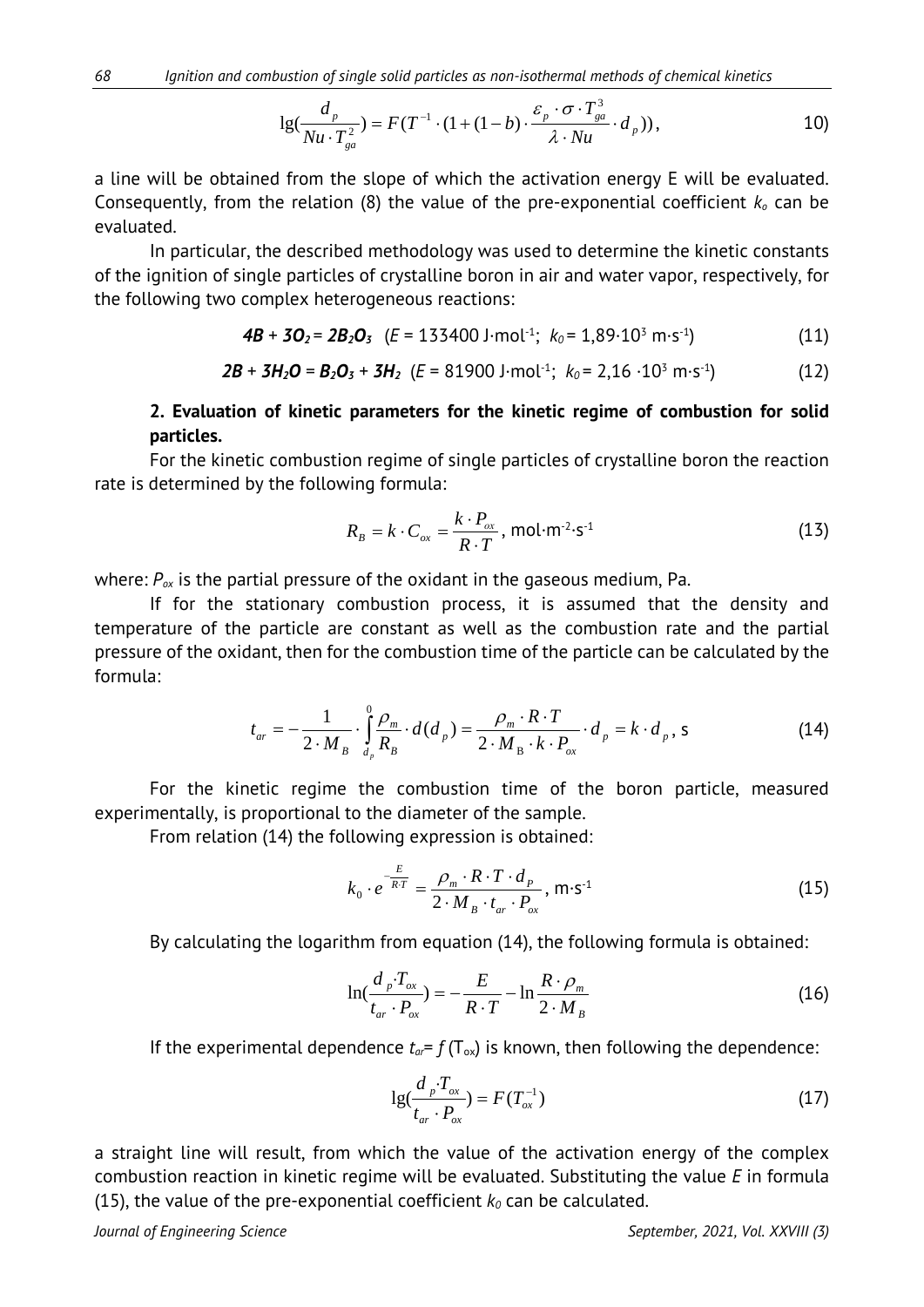$$\lg\left(\frac{d_p}{Nu \cdot T_{ga}^2}\right) = F\left(T^{-1} \cdot \left(1 + (1-b) \cdot \frac{\varepsilon_p \cdot \sigma \cdot T_{ga}^3}{\lambda \cdot Nu} \cdot d_p\right)\right), \tag{10}$$

a line will be obtained from the slope of which the activation energy E will be evaluated. Consequently, from the relation (8) the value of the pre-exponential coefficient $k_o$ can be evaluated.

In particular, the described methodology was used to determine the kinetic constants of the ignition of single particles of crystalline boron in air and water vapor, respectively, for the following two complex heterogeneous reactions:

$$\mathbf{4B + 3O_2 = 2B_2O_3} \quad (E = 133400\ \text{J·mol}^{-1};\ k_0 = 1{,}89 \cdot 10^3\ \text{m·s}^{-1}) \tag{11}$$

$$\mathbf{2B + 3H_2O = B_2O_3 + 3H_2} \quad (E = 81900\ \text{J·mol}^{-1};\ k_0 = 2{,}16 \cdot 10^3\ \text{m·s}^{-1}) \tag{12}$$

## 2. Evaluation of kinetic parameters for the kinetic regime of combustion for solid particles.

For the kinetic combustion regime of single particles of crystalline boron the reaction rate is determined by the following formula:

$$R_B = k \cdot C_{ox} = \frac{k \cdot P_{ox}}{R \cdot T}, \ \text{mol·m}^{-2}\text{·s}^{-1} \tag{13}$$

where: $P_{ox}$ is the partial pressure of the oxidant in the gaseous medium, Pa.

If for the stationary combustion process, it is assumed that the density and temperature of the particle are constant as well as the combustion rate and the partial pressure of the oxidant, then for the combustion time of the particle can be calculated by the formula:

$$t_{ar} = -\frac{1}{2 \cdot M_B} \cdot \int_{d_p}^{0} \frac{\rho_m}{R_B} \cdot d(d_p) = \frac{\rho_m \cdot R \cdot T}{2 \cdot M_B \cdot k \cdot P_{ox}} \cdot d_p = k \cdot d_p, \ \text{s} \tag{14}$$

For the kinetic regime the combustion time of the boron particle, measured experimentally, is proportional to the diameter of the sample.

From relation (14) the following expression is obtained:

$$k_0 \cdot e^{-\frac{E}{R \cdot T}} = \frac{\rho_m \cdot R \cdot T \cdot d_P}{2 \cdot M_B \cdot t_{ar} \cdot P_{ox}}, \ \text{m·s}^{-1} \tag{15}$$

By calculating the logarithm from equation (14), the following formula is obtained:

$$\ln\left(\frac{d_p \cdot T_{ox}}{t_{ar} \cdot P_{ox}}\right) = -\frac{E}{R \cdot T} - \ln\frac{R \cdot \rho_m}{2 \cdot M_B} \tag{16}$$

If the experimental dependence $t_{ar} = f(T_{ox})$ is known, then following the dependence:

$$\lg\left(\frac{d_p \cdot T_{ox}}{t_{ar} \cdot P_{ox}}\right) = F(T_{ox}^{-1}) \tag{17}$$

a straight line will result, from which the value of the activation energy of the complex combustion reaction in kinetic regime will be evaluated. Substituting the value $E$ in formula (15), the value of the pre-exponential coefficient $k_0$ can be calculated.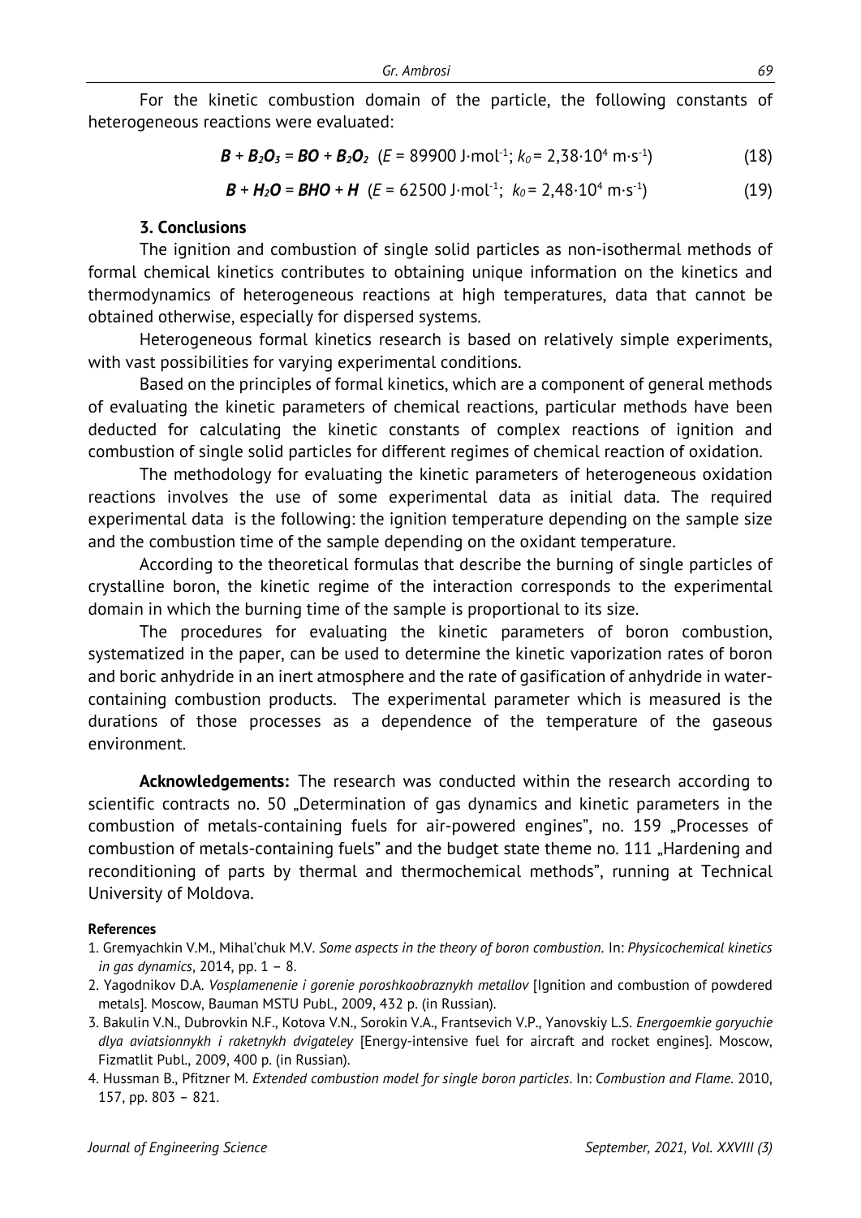For the kinetic combustion domain of the particle, the following constants of heterogeneous reactions were evaluated:

$$\boldsymbol{B + B_2O_3 = BO + B_2O_2} \quad (E = 89900 \text{ J·mol}^{-1};\ k_0 = 2{,}38·10^4 \text{ m·s}^{-1}) \tag{18}$$

$$\boldsymbol{B + H_2O = BHO + H} \quad (E = 62500 \text{ J·mol}^{-1};\ k_0 = 2{,}48·10^4 \text{ m·s}^{-1}) \tag{19}$$

### 3. Conclusions

The ignition and combustion of single solid particles as non-isothermal methods of formal chemical kinetics contributes to obtaining unique information on the kinetics and thermodynamics of heterogeneous reactions at high temperatures, data that cannot be obtained otherwise, especially for dispersed systems.

Heterogeneous formal kinetics research is based on relatively simple experiments, with vast possibilities for varying experimental conditions.

Based on the principles of formal kinetics, which are a component of general methods of evaluating the kinetic parameters of chemical reactions, particular methods have been deducted for calculating the kinetic constants of complex reactions of ignition and combustion of single solid particles for different regimes of chemical reaction of oxidation.

The methodology for evaluating the kinetic parameters of heterogeneous oxidation reactions involves the use of some experimental data as initial data. The required experimental data is the following: the ignition temperature depending on the sample size and the combustion time of the sample depending on the oxidant temperature.

According to the theoretical formulas that describe the burning of single particles of crystalline boron, the kinetic regime of the interaction corresponds to the experimental domain in which the burning time of the sample is proportional to its size.

The procedures for evaluating the kinetic parameters of boron combustion, systematized in the paper, can be used to determine the kinetic vaporization rates of boron and boric anhydride in an inert atmosphere and the rate of gasification of anhydride in water-containing combustion products. The experimental parameter which is measured is the durations of those processes as a dependence of the temperature of the gaseous environment.

**Acknowledgements:** The research was conducted within the research according to scientific contracts no. 50 „Determination of gas dynamics and kinetic parameters in the combustion of metals-containing fuels for air-powered engines", no. 159 „Processes of combustion of metals-containing fuels" and the budget state theme no. 111 „Hardening and reconditioning of parts by thermal and thermochemical methods", running at Technical University of Moldova.

#### References

1. Gremyachkin V.M., Mihal'chuk M.V. *Some aspects in the theory of boron combustion.* In: *Physicochemical kinetics in gas dynamics*, 2014, pp. 1 – 8.
2. Yagodnikov D.A. *Vosplamenenie i gorenie poroshkoobraznykh metallov* [Ignition and combustion of powdered metals]. Moscow, Bauman MSTU Publ., 2009, 432 p. (in Russian).
3. Bakulin V.N., Dubrovkin N.F., Kotova V.N., Sorokin V.A., Frantsevich V.P., Yanovskiy L.S. *Energoemkie goryuchie dlya aviatsionnykh i raketnykh dvigateley* [Energy-intensive fuel for aircraft and rocket engines]. Moscow, Fizmatlit Publ., 2009, 400 p. (in Russian).
4. Hussman B., Pfitzner M. *Extended combustion model for single boron particles*. In: *Combustion and Flame*. 2010, 157, pp. 803 – 821.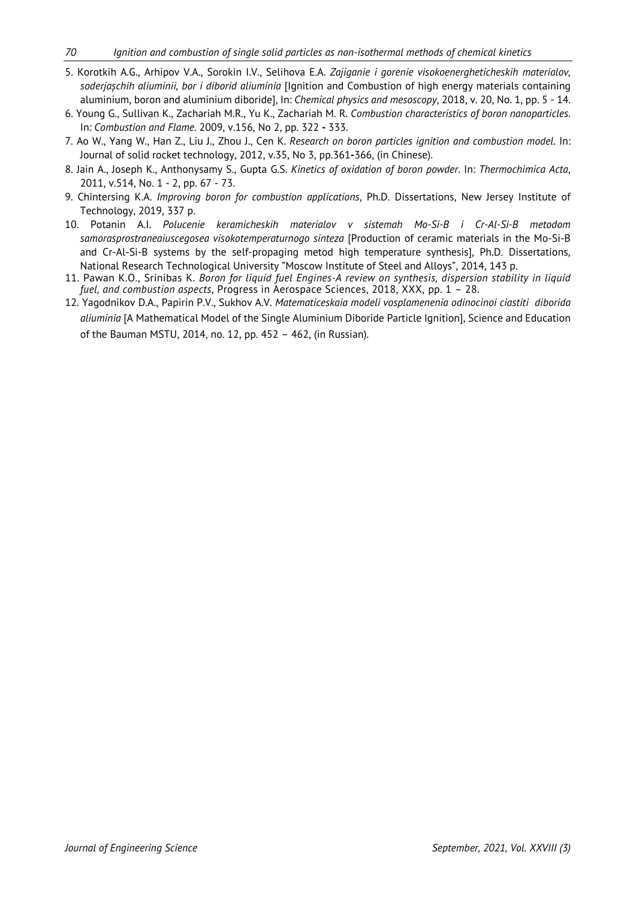5. Korotkih A.G., Arhipov V.A., Sorokin I.V., Selihova E.A. *Zajiganie i gorenie visokoenergheticheskih materialov, soderjașchih aliuminii, bor i diborid aliuminia* [Ignition and Combustion of high energy materials containing aluminium, boron and aluminium diboride], In: *Chemical physics and mesoscopy*, 2018, v. 20, No. 1, pp. 5 - 14.
6. Young G., Sullivan K., Zachariah M.R., Yu K., Zachariah M. R. *Combustion characteristics of boron nanoparticles*. In: *Combustion and Flame*. 2009, v.156, No 2, pp. 322 **-** 333.
7. Ao W., Yang W., Han Z., Liu J., Zhou J., Cen K. *Research on boron particles ignition and combustion model*. In: Journal of solid rocket technology, 2012, v.35, No 3, pp.361**-**366, (in Chinese).
8. Jain A., Joseph K., Anthonysamy S., Gupta G.S. *Kinetics of oxidation of boron powder*. In: *Thermochimica Acta*, 2011, v.514, No. 1 - 2, pp. 67 - 73.
9. Chintersing K.A. *Improving boron for combustion applications*, Ph.D. Dissertations, New Jersey Institute of Technology, 2019, 337 p.
10. Potanin A.I. *Polucenie keramicheskih materialov v sistemah Mo-Si-B i Cr-Al-Si-B metodom samorasprostraneaiuscegosea visokotemperaturnogo sinteza* [Production of ceramic materials in the Mo-Si-B and Cr-Al-Si-B systems by the self-propaging metod high temperature synthesis], Ph.D. Dissertations, National Research Technological University "Moscow Institute of Steel and Alloys", 2014, 143 p.
11. Pawan K.O., Srinibas K. *Boron for liquid fuel Engines-A review on synthesis, dispersion stability in liquid fuel, and combustion aspects*, Progress in Aerospace Sciences, 2018, XXX, pp. 1 – 28.
12. Yagodnikov D.A., Papirin P.V., Sukhov A.V. *Matematiceskaia modeli vosplamenenia odinocinoi ciastiti diborida aliuminia* [A Mathematical Model of the Single Aluminium Diboride Particle Ignition], Science and Education of the Bauman MSTU, 2014, no. 12, pp. 452 – 462, (in Russian).